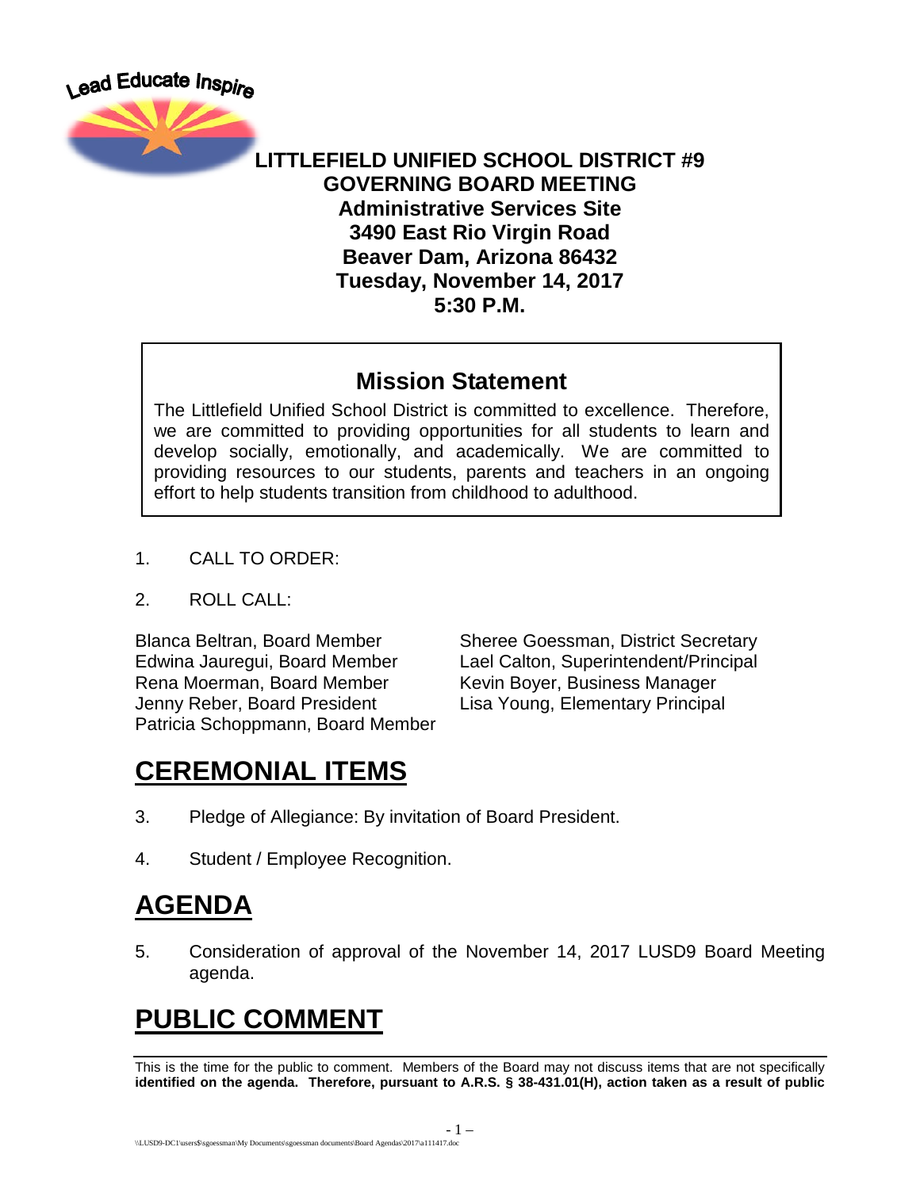Lead Educate Inspire

**LITTLEFIELD UNIFIED SCHOOL DISTRICT #9**
**GOVERNING BOARD MEETING**
**Administrative Services Site**
**3490 East Rio Virgin Road**
**Beaver Dam, Arizona 86432**
**Tuesday, November 14, 2017**
**5:30 P.M.**

## Mission Statement

The Littlefield Unified School District is committed to excellence. Therefore, we are committed to providing opportunities for all students to learn and develop socially, emotionally, and academically. We are committed to providing resources to our students, parents and teachers in an ongoing effort to help students transition from childhood to adulthood.

1. CALL TO ORDER:

2. ROLL CALL:

Blanca Beltran, Board Member
Edwina Jauregui, Board Member
Rena Moerman, Board Member
Jenny Reber, Board President
Patricia Schoppmann, Board Member

Sheree Goessman, District Secretary
Lael Calton, Superintendent/Principal
Kevin Boyer, Business Manager
Lisa Young, Elementary Principal

# CEREMONIAL ITEMS

3. Pledge of Allegiance: By invitation of Board President.

4. Student / Employee Recognition.

# AGENDA

5. Consideration of approval of the November 14, 2017 LUSD9 Board Meeting agenda.

# PUBLIC COMMENT

This is the time for the public to comment. Members of the Board may not discuss items that are not specifically **identified on the agenda. Therefore, pursuant to A.R.S. § 38-431.01(H), action taken as a result of public**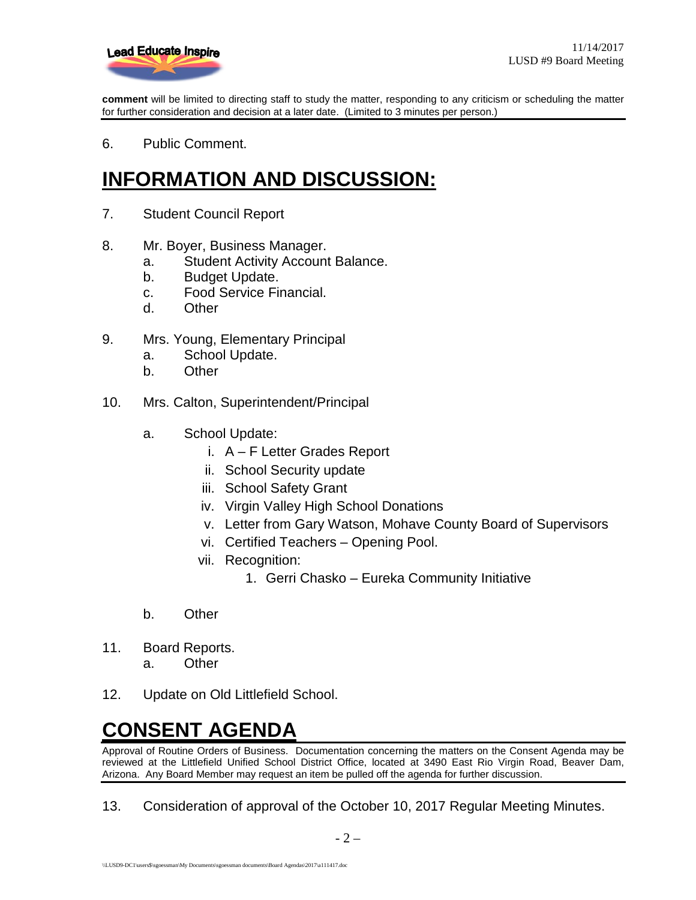**comment** will be limited to directing staff to study the matter, responding to any criticism or scheduling the matter for further consideration and decision at a later date. (Limited to 3 minutes per person.)

6. Public Comment.

# INFORMATION AND DISCUSSION:

7. Student Council Report

8. Mr. Boyer, Business Manager.
   a. Student Activity Account Balance.
   b. Budget Update.
   c. Food Service Financial.
   d. Other

9. Mrs. Young, Elementary Principal
   a. School Update.
   b. Other

10. Mrs. Calton, Superintendent/Principal

    a. School Update:
       i. A – F Letter Grades Report
       ii. School Security update
       iii. School Safety Grant
       iv. Virgin Valley High School Donations
       v. Letter from Gary Watson, Mohave County Board of Supervisors
       vi. Certified Teachers – Opening Pool.
       vii. Recognition:
          1. Gerri Chasko – Eureka Community Initiative

    b. Other

11. Board Reports.
    a. Other

12. Update on Old Littlefield School.

# CONSENT AGENDA

Approval of Routine Orders of Business. Documentation concerning the matters on the Consent Agenda may be reviewed at the Littlefield Unified School District Office, located at 3490 East Rio Virgin Road, Beaver Dam, Arizona. Any Board Member may request an item be pulled off the agenda for further discussion.

13. Consideration of approval of the October 10, 2017 Regular Meeting Minutes.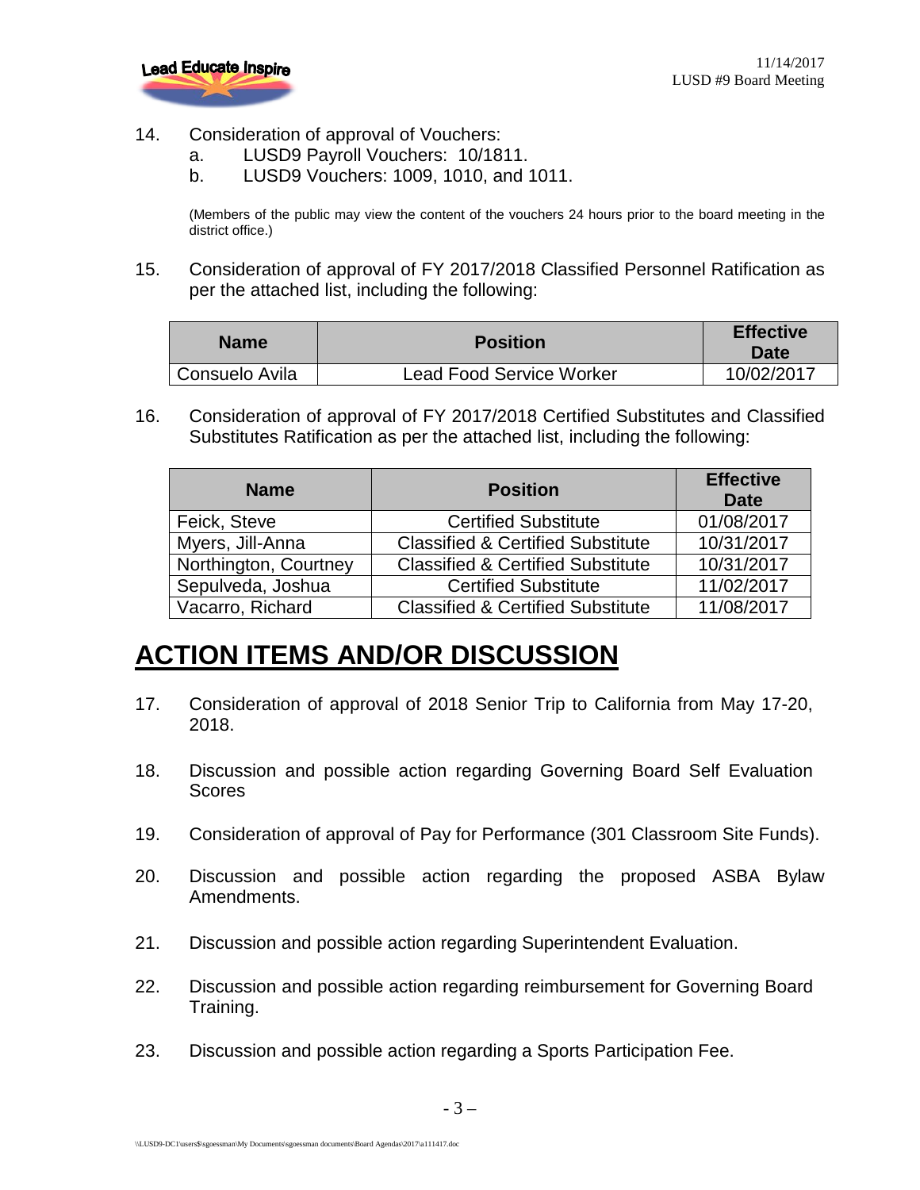14. Consideration of approval of Vouchers:
    a. LUSD9 Payroll Vouchers: 10/1811.
    b. LUSD9 Vouchers: 1009, 1010, and 1011.

    (Members of the public may view the content of the vouchers 24 hours prior to the board meeting in the district office.)

15. Consideration of approval of FY 2017/2018 Classified Personnel Ratification as per the attached list, including the following:

| Name | Position | Effective Date |
|---|---|---|
| Consuelo Avila | Lead Food Service Worker | 10/02/2017 |

16. Consideration of approval of FY 2017/2018 Certified Substitutes and Classified Substitutes Ratification as per the attached list, including the following:

| Name | Position | Effective Date |
|---|---|---|
| Feick, Steve | Certified Substitute | 01/08/2017 |
| Myers, Jill-Anna | Classified & Certified Substitute | 10/31/2017 |
| Northington, Courtney | Classified & Certified Substitute | 10/31/2017 |
| Sepulveda, Joshua | Certified Substitute | 11/02/2017 |
| Vacarro, Richard | Classified & Certified Substitute | 11/08/2017 |

# ACTION ITEMS AND/OR DISCUSSION

17. Consideration of approval of 2018 Senior Trip to California from May 17-20, 2018.

18. Discussion and possible action regarding Governing Board Self Evaluation Scores

19. Consideration of approval of Pay for Performance (301 Classroom Site Funds).

20. Discussion and possible action regarding the proposed ASBA Bylaw Amendments.

21. Discussion and possible action regarding Superintendent Evaluation.

22. Discussion and possible action regarding reimbursement for Governing Board Training.

23. Discussion and possible action regarding a Sports Participation Fee.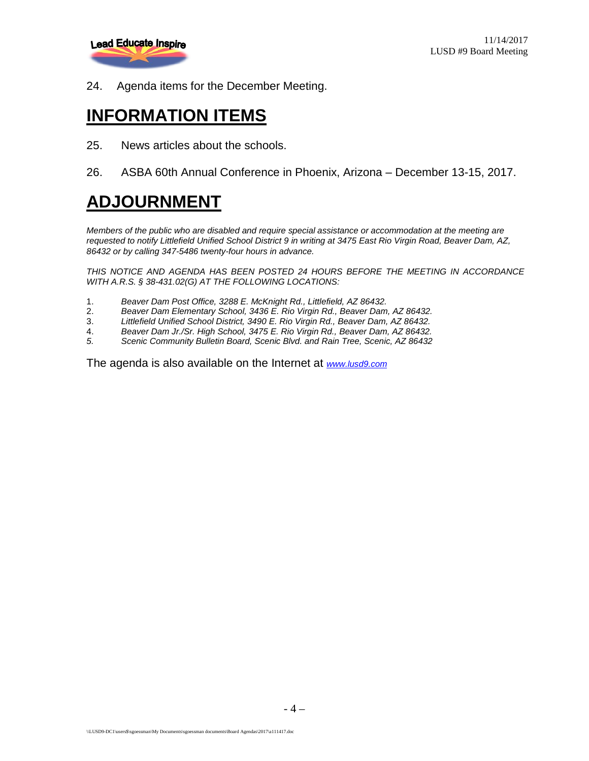24. Agenda items for the December Meeting.

# INFORMATION ITEMS

25. News articles about the schools.

26. ASBA 60th Annual Conference in Phoenix, Arizona – December 13-15, 2017.

# ADJOURNMENT

*Members of the public who are disabled and require special assistance or accommodation at the meeting are requested to notify Littlefield Unified School District 9 in writing at 3475 East Rio Virgin Road, Beaver Dam, AZ, 86432 or by calling 347-5486 twenty-four hours in advance.*

*THIS NOTICE AND AGENDA HAS BEEN POSTED 24 HOURS BEFORE THE MEETING IN ACCORDANCE WITH A.R.S. § 38-431.02(G) AT THE FOLLOWING LOCATIONS:*

1. *Beaver Dam Post Office, 3288 E. McKnight Rd., Littlefield, AZ 86432.*
2. *Beaver Dam Elementary School, 3436 E. Rio Virgin Rd., Beaver Dam, AZ 86432.*
3. *Littlefield Unified School District, 3490 E. Rio Virgin Rd., Beaver Dam, AZ 86432.*
4. *Beaver Dam Jr./Sr. High School, 3475 E. Rio Virgin Rd., Beaver Dam, AZ 86432.*
5. *Scenic Community Bulletin Board, Scenic Blvd. and Rain Tree, Scenic, AZ 86432*

The agenda is also available on the Internet at *www.lusd9.com*